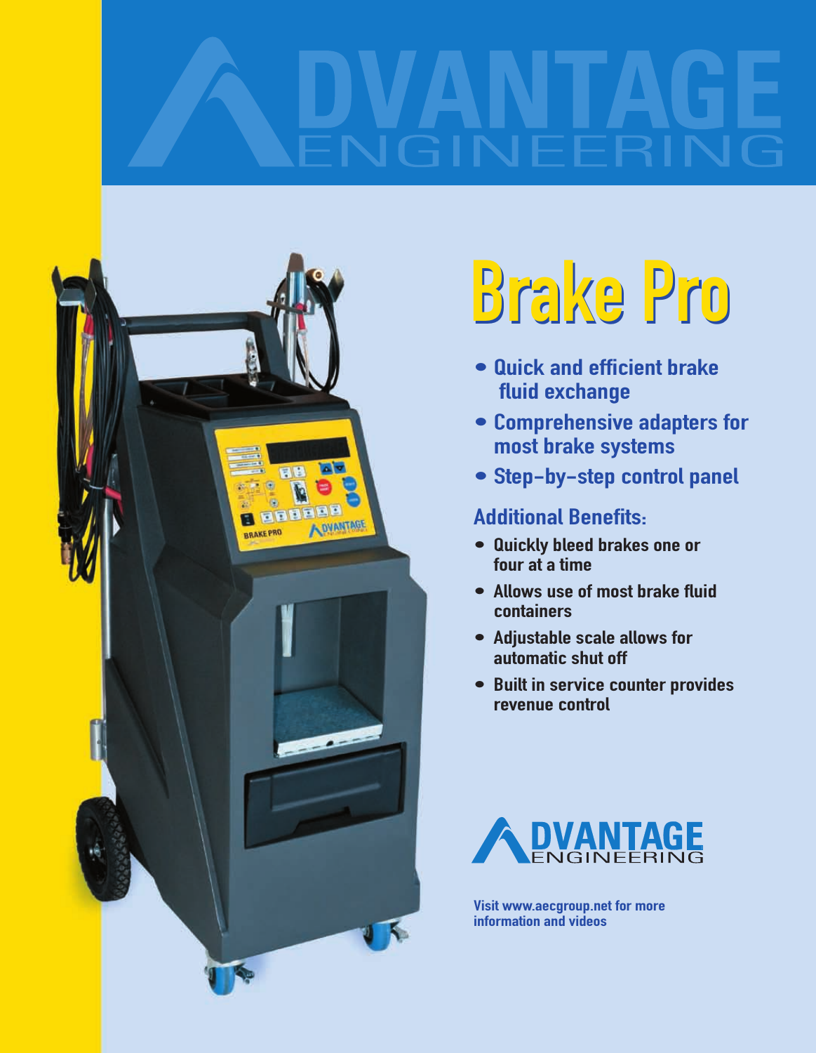# ADVANTAGE ENGINEERING

# Brake Pro

- Quick and efficient brake fluid exchange
- Comprehensive adapters for most brake systems
- Step-by-step control panel

## Additional Benefits:

- Quickly bleed brakes one or four at a time
- Allows use of most brake fluid containers
- Adjustable scale allows for automatic shut off
- Built in service counter provides revenue control

ADVANTAGE ENGINEERING

Visit www.aecgroup.net for more information and videos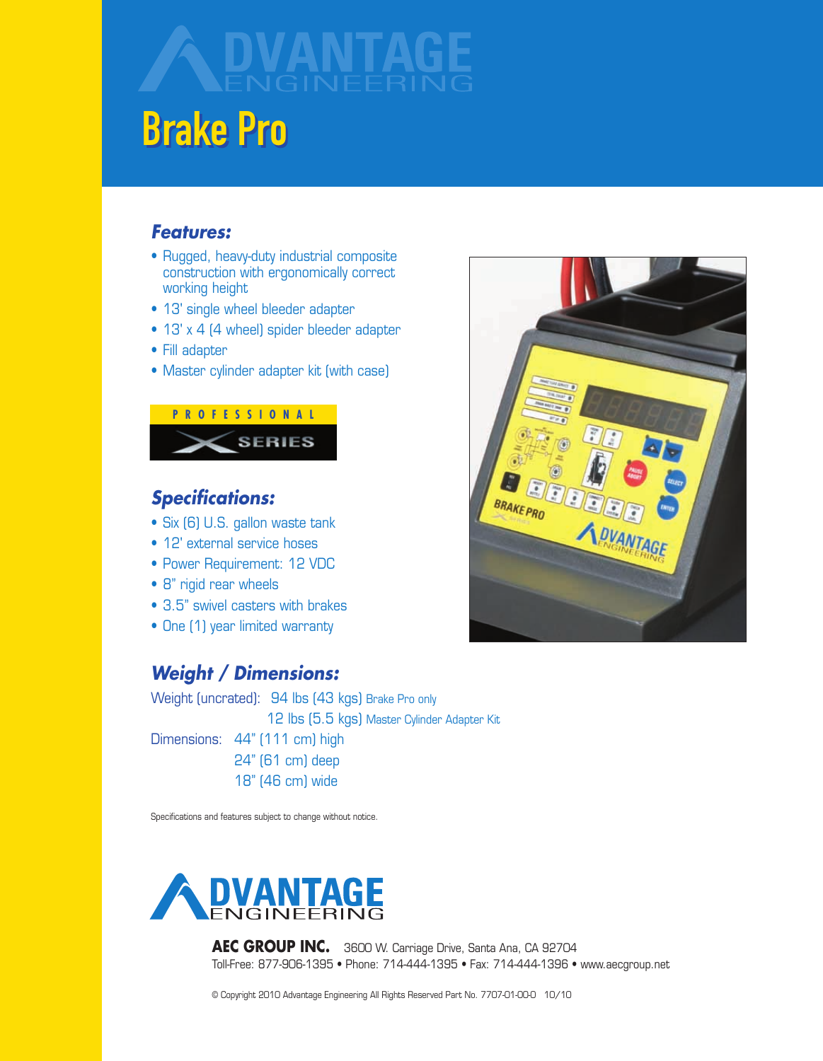# Brake Pro

## Features:

- Rugged, heavy-duty industrial composite construction with ergonomically correct working height
- 13' single wheel bleeder adapter
- 13' x 4 (4 wheel) spider bleeder adapter
- Fill adapter
- Master cylinder adapter kit (with case)

PROFESSIONAL X SERIES

## Specifications:

- Six (6) U.S. gallon waste tank
- 12' external service hoses
- Power Requirement: 12 VDC
- 8" rigid rear wheels
- 3.5" swivel casters with brakes
- One (1) year limited warranty

## Weight / Dimensions:

Weight (uncrated): 94 lbs (43 kgs) Brake Pro only
12 lbs (5.5 kgs) Master Cylinder Adapter Kit

Dimensions: 44" (111 cm) high
24" (61 cm) deep
18" (46 cm) wide

Specifications and features subject to change without notice.

**AEC GROUP INC.** 3600 W. Carriage Drive, Santa Ana, CA 92704
Toll-Free: 877-906-1395 • Phone: 714-444-1395 • Fax: 714-444-1396 • www.aecgroup.net

© Copyright 2010 Advantage Engineering All Rights Reserved Part No. 7707-01-00-0 10/10